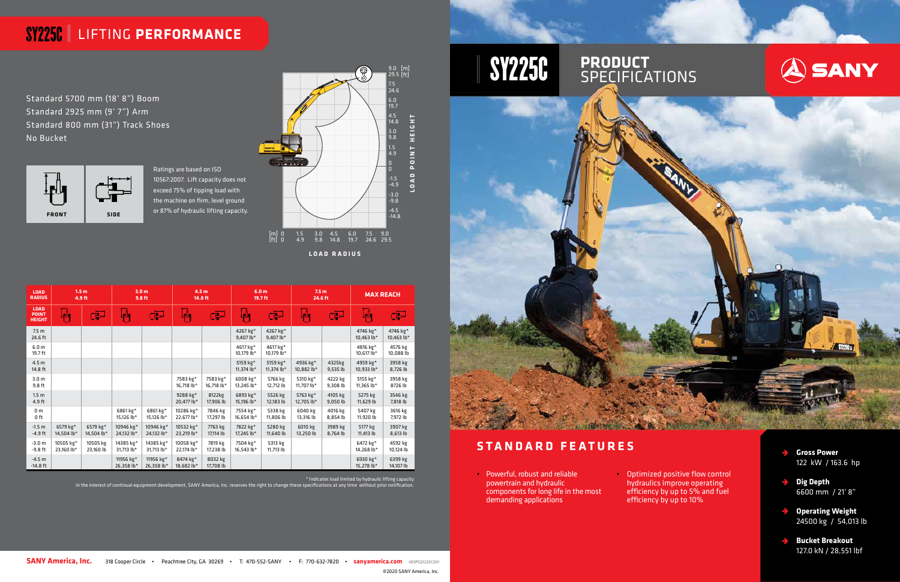# SY225C | LIFTING PERFORMANCE

Standard 5700 mm (18' 8") Boom
Standard 2925 mm (9' 7") Arm
Standard 800 mm (31") Track Shoes
No Bucket

FRONT SIDE

Ratings are based on ISO 10567:2007. Lift capacity does not exceed 75% of tipping load with the machine on firm, level ground or 87% of hydraulic lifting capacity.

| LOAD RADIUS | 1.5 m 4.9 ft | | 3.0 m 9.8 ft | | 4.5 m 14.8 ft | | 6.0 m 19.7 ft | | 7.5 m 24.6 ft | | MAX REACH | |
|---|---|---|---|---|---|---|---|---|---|---|---|---|
| LOAD POINT HEIGHT | FRONT | SIDE | FRONT | SIDE | FRONT | SIDE | FRONT | SIDE | FRONT | SIDE | FRONT | SIDE |
| 7.5 m 24.6 ft | | | | | | | 4267 kg* 9,407 lb* | 4267 kg* 9,407 lb* | | | 4746 kg* 10,463 lb* | 4746 kg* 10,463 lb* |
| 6.0 m 19.7 ft | | | | | | | 4617 kg* 10,179 lb* | 4617 kg* 10,179 lb* | | | 4816 kg* 10,617 lb* | 4576 kg 10,088 lb |
| 4.5 m 14.8 ft | | | | | | | 5159 kg* 11,374 lb* | 5159 kg* 11,374 lb* | 4936 kg* 10,882 lb* | 4325kg 9,535 lb | 4959 kg* 10,933 lb* | 3958 kg 8,726 lb |
| 3.0 m 9.8 ft | | | | | 7583 kg* 16,718 lb* | 7583 kg* 16,718 lb* | 6008 kg* 13,245 lb* | 5766 kg 12,712 lb | 5310 kg* 11,707 lb* | 4222 kg 9,308 lb | 5155 kg* 11,365 lb* | 3958 kg 8726 lb |
| 1.5 m 4.9 ft | | | | | 9288 kg* 20,477 lb* | 8122kg 17,906 lb | 6893 kg* 15,196 lb* | 5526 kg 12,183 lb | 5763 kg* 12,705 lb* | 4105 kg 9,050 lb | 5275 kg 11,629 lb | 3546 kg 7,818 lb |
| 0 m 0 ft | | | 6861 kg* 15,126 lb* | 6861 kg* 15,126 lb* | 10286 kg* 22,677 lb* | 7846 kg 17,297 lb | 7554 kg* 16,654 lb* | 5338 kg 11,806 lb | 6040 kg 13,316 lb | 4016 kg 8,854 lb | 5407 kg 11,920 lb | 3616 kg 7,972 lb |
| -1.5 m -4.9 ft | 6579 kg* 14,504 lb* | 6579 kg* 14,504 lb* | 10946 kg* 24,132 lb* | 10946 kg* 24,132 lb* | 10532 kg* 23,219 lb* | 7763 kg 17,114 lb | 7822 kg* 17,245 lb* | 5280 kg 11,640 lb | 6010 kg 13,250 lb | 3989 kg 8,764 lb | 5177 kg 11,413 lb | 3907 kg 8,613 lb |
| -3.0 m -9.8 ft | 10505 kg* 23,160 lb* | 10505 kg 23,160 lb | 14385 kg* 31,713 lb* | 14385 kg* 31,713 lb* | 10058 kg* 22,174 lb* | 7819 kg 17,238 lb | 7504 kg* 16,543 lb* | 5313 kg 11,713 lb | | | 6472 kg* 14,268 lb* | 4592 kg 10,124 lb |
| -4.5 m -14.8 ft | | | 11956 kg* 26,358 lb* | 11956 kg* 26,358 lb* | 8474 kg* 18,682 lb* | 8032 kg 17,708 lb | | | | | 6930 kg* 15,278 lb* | 6399 kg 14,107 lb |

\* Indicates load limited by hydraulic lifting capacity

In the interest of continual equipment development, SANY America, Inc. reserves the right to change these specifications at any time without prior notification.

**SANY America, Inc.** 318 Cooper Circle • Peachtree City, GA 30269 • T: 470-552-SANY • F: 770-632-7820 • **sanyamerica.com** HEXPS20225C001

©2020 SANY America, Inc.

# SY225C PRODUCT SPECIFICATIONS

SANY

## STANDARD FEATURES

- Powerful, robust and reliable powertrain and hydraulic components for long life in the most demanding applications
- Optimized positive flow control hydraulics improve operating efficiency by up to 5% and fuel efficiency by up to 10%

- **Gross Power** 122 kW / 163.6 hp
- **Dig Depth** 6600 mm / 21' 8"
- **Operating Weight** 24500 kg / 54,013 lb
- **Bucket Breakout** 127.0 kN / 28,551 lbf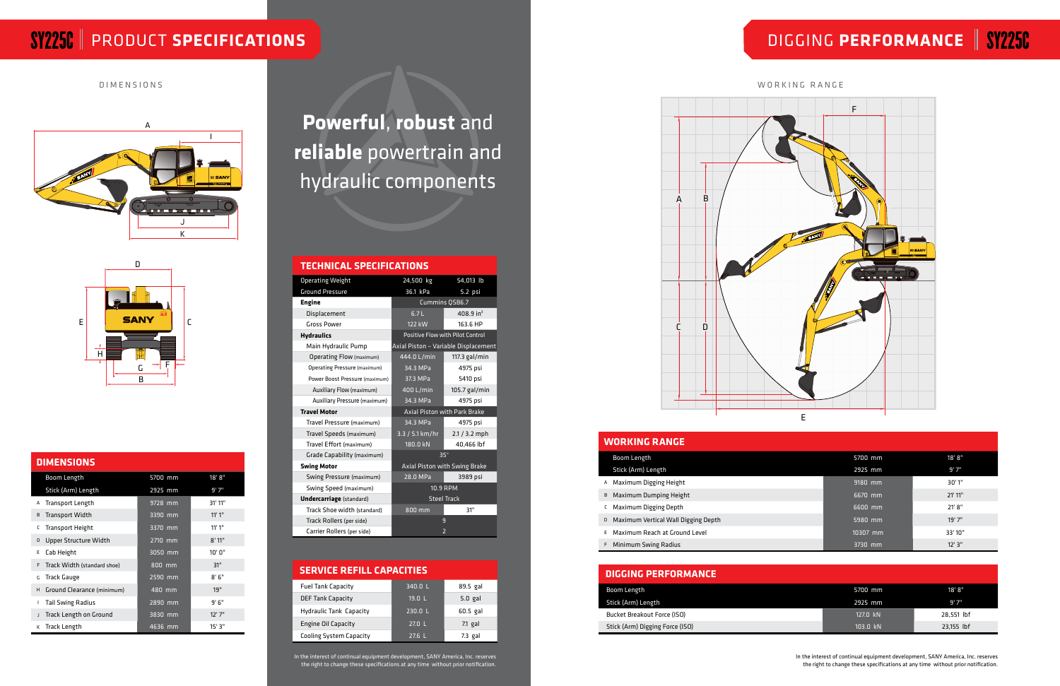# SY225C | PRODUCT SPECIFICATIONS

DIMENSIONS

A
I
J
K
D
E
C
H
G
F
B

## DIMENSIONS

| | | | |
|---|---|---|---|
| | Boom Length | 5700 mm | 18' 8" |
| | Stick (Arm) Length | 2925 mm | 9' 7" |
| A | Transport Length | 9728 mm | 31' 11" |
| B | Transport Width | 3390 mm | 11' 1" |
| C | Transport Height | 3370 mm | 11' 1" |
| D | Upper Structure Width | 2710 mm | 8' 11" |
| E | Cab Height | 3050 mm | 10' 0" |
| F | Track Width (standard shoe) | 800 mm | 31" |
| G | Track Gauge | 2590 mm | 8' 6" |
| H | Ground Clearance (minimum) | 480 mm | 19" |
| I | Tail Swing Radius | 2890 mm | 9' 6" |
| J | Track Length on Ground | 3830 mm | 12' 7" |
| K | Track Length | 4636 mm | 15' 3" |

**Powerful**, **robust** and **reliable** powertrain and hydraulic components

## TECHNICAL SPECIFICATIONS

| | | |
|---|---|---|
| Operating Weight | 24,500 kg | 54,013 lb |
| Ground Pressure | 36.1 kPa | 5.2 psi |
| **Engine** | Cummins QSB6.7 | |
| Displacement | 6.7 L | 408.9 in³ |
| Gross Power | 122 kW | 163.6 HP |
| **Hydraulics** | Positive Flow with Pilot Control | |
| Main Hydraulic Pump | Axial Piston – Variable Displacement | |
| Operating Flow (maximum) | 444.0 L/min | 117.3 gal/min |
| Operating Pressure (maximum) | 34.3 MPa | 4975 psi |
| Power Boost Pressure (maximum) | 37.3 MPa | 5410 psi |
| Auxiliary Flow (maximum) | 400 L/min | 105.7 gal/min |
| Auxiliary Pressure (maximum) | 34.3 MPa | 4975 psi |
| **Travel Motor** | Axial Piston with Park Brake | |
| Travel Pressure (maximum) | 34.3 MPa | 4975 psi |
| Travel Speeds (maximum) | 3.3 / 5.1 km/hr | 2.1 / 3.2 mph |
| Travel Effort (maximum) | 180.0 kN | 40,466 lbf |
| Grade Capability (maximum) | 35° | |
| **Swing Motor** | Axial Piston with Swing Brake | |
| Swing Pressure (maximum) | 28.0 MPa | 3989 psi |
| Swing Speed (maximum) | 10.9 RPM | |
| **Undercarriage** (standard) | Steel Track | |
| Track Shoe width (standard) | 800 mm | 31" |
| Track Rollers (per side) | 9 | |
| Carrier Rollers (per side) | 2 | |

## SERVICE REFILL CAPACITIES

| | | |
|---|---|---|
| Fuel Tank Capacity | 340.0 L | 89.5 gal |
| DEF Tank Capacity | 19.0 L | 5.0 gal |
| Hydraulic Tank Capacity | 230.0 L | 60.5 gal |
| Engine Oil Capacity | 27.0 L | 7.1 gal |
| Cooling System Capacity | 27.6 L | 7.3 gal |

In the interest of continual equipment development, SANY America, Inc. reserves the right to change these specifications at any time without prior notification.

# DIGGING PERFORMANCE | SY225C

WORKING RANGE

F
A
B
C
D
E

## WORKING RANGE

| | | | |
|---|---|---|---|
| | Boom Length | 5700 mm | 18' 8" |
| | Stick (Arm) Length | 2925 mm | 9' 7" |
| A | Maximum Digging Height | 9180 mm | 30' 1" |
| B | Maximum Dumping Height | 6670 mm | 21' 11" |
| C | Maximum Digging Depth | 6600 mm | 21' 8" |
| D | Maximum Vertical Wall Digging Depth | 5980 mm | 19' 7" |
| E | Maximum Reach at Ground Level | 10307 mm | 33' 10" |
| F | Minimum Swing Radius | 3730 mm | 12' 3" |

## DIGGING PERFORMANCE

| | | |
|---|---|---|
| Boom Length | 5700 mm | 18' 8" |
| Stick (Arm) Length | 2925 mm | 9' 7" |
| Bucket Breakout Force (ISO) | 127.0 kN | 28,551 lbf |
| Stick (Arm) Digging Force (ISO) | 103.0 kN | 23,155 lbf |

In the interest of continual equipment development, SANY America, Inc. reserves the right to change these specifications at any time without prior notification.